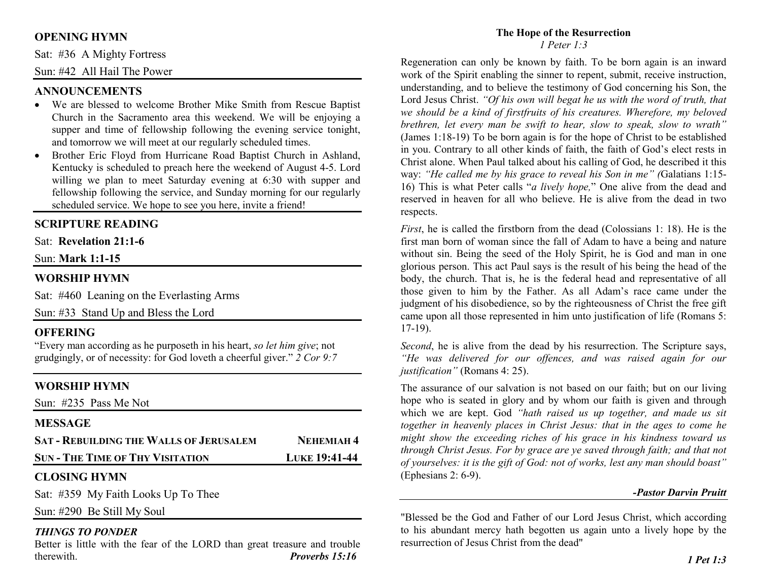## OPENING HYMN

Sat: #36 A Mighty Fortress

Sun: #42 All Hail The Power

## ANNOUNCEMENTS

- We are blessed to welcome Brother Mike Smith from Rescue Baptist Church in the Sacramento area this weekend. We will be enjoying a supper and time of fellowship following the evening service tonight, and tomorrow we will meet at our regularly scheduled times.
- Brother Eric Floyd from Hurricane Road Baptist Church in Ashland, Kentucky is scheduled to preach here the weekend of August 4-5. Lord willing we plan to meet Saturday evening at 6:30 with supper and fellowship following the service, and Sunday morning for our regularly scheduled service. We hope to see you here, invite a friend!

## SCRIPTURE READING

Sat: **Revelation 21:1-6**

Sun: **Mark 1:1-15**

## WORSHIP HYMN

Sat: #460 Leaning on the Everlasting Arms

Sun: #33 Stand Up and Bless the Lord

## OFFERING

"Every man according as he purposeth in his heart, *so let him give*; not grudgingly, or of necessity: for God loveth a cheerful giver." *2 Cor 9:7*

## WORSHIP HYMN

Sun: #235 Pass Me Not

## MESSAGE

**SAT - REBUILDING THE WALLS OF JERUSALEM** — **NEHEMIAH 4**

**SUN - THE TIME OF THY VISITATION** — **LUKE 19:41-44**

## CLOSING HYMN

Sat: #359 My Faith Looks Up To Thee

Sun: #290 Be Still My Soul

### *THINGS TO PONDER*

Better is little with the fear of the LORD than great treasure and trouble therewith. ***Proverbs 15:16***

## The Hope of the Resurrection

*1 Peter 1:3*

Regeneration can only be known by faith. To be born again is an inward work of the Spirit enabling the sinner to repent, submit, receive instruction, understanding, and to believe the testimony of God concerning his Son, the Lord Jesus Christ. *"Of his own will begat he us with the word of truth, that we should be a kind of firstfruits of his creatures. Wherefore, my beloved brethren, let every man be swift to hear, slow to speak, slow to wrath"* (James 1:18-19) To be born again is for the hope of Christ to be established in you. Contrary to all other kinds of faith, the faith of God's elect rests in Christ alone. When Paul talked about his calling of God, he described it this way: *"He called me by his grace to reveal his Son in me" (*Galatians 1:15-16) This is what Peter calls "*a lively hope,*" One alive from the dead and reserved in heaven for all who believe. He is alive from the dead in two respects.

*First*, he is called the firstborn from the dead (Colossians 1: 18). He is the first man born of woman since the fall of Adam to have a being and nature without sin. Being the seed of the Holy Spirit, he is God and man in one glorious person. This act Paul says is the result of his being the head of the body, the church. That is, he is the federal head and representative of all those given to him by the Father. As all Adam's race came under the judgment of his disobedience, so by the righteousness of Christ the free gift came upon all those represented in him unto justification of life (Romans 5: 17-19).

*Second*, he is alive from the dead by his resurrection. The Scripture says, *"He was delivered for our offences, and was raised again for our justification"* (Romans 4: 25).

The assurance of our salvation is not based on our faith; but on our living hope who is seated in glory and by whom our faith is given and through which we are kept. God *"hath raised us up together, and made us sit together in heavenly places in Christ Jesus: that in the ages to come he might show the exceeding riches of his grace in his kindness toward us through Christ Jesus. For by grace are ye saved through faith; and that not of yourselves: it is the gift of God: not of works, lest any man should boast"* (Ephesians 2: 6-9).

***-Pastor Darvin Pruitt***

"Blessed be the God and Father of our Lord Jesus Christ, which according to his abundant mercy hath begotten us again unto a lively hope by the resurrection of Jesus Christ from the dead"

***1 Pet 1:3***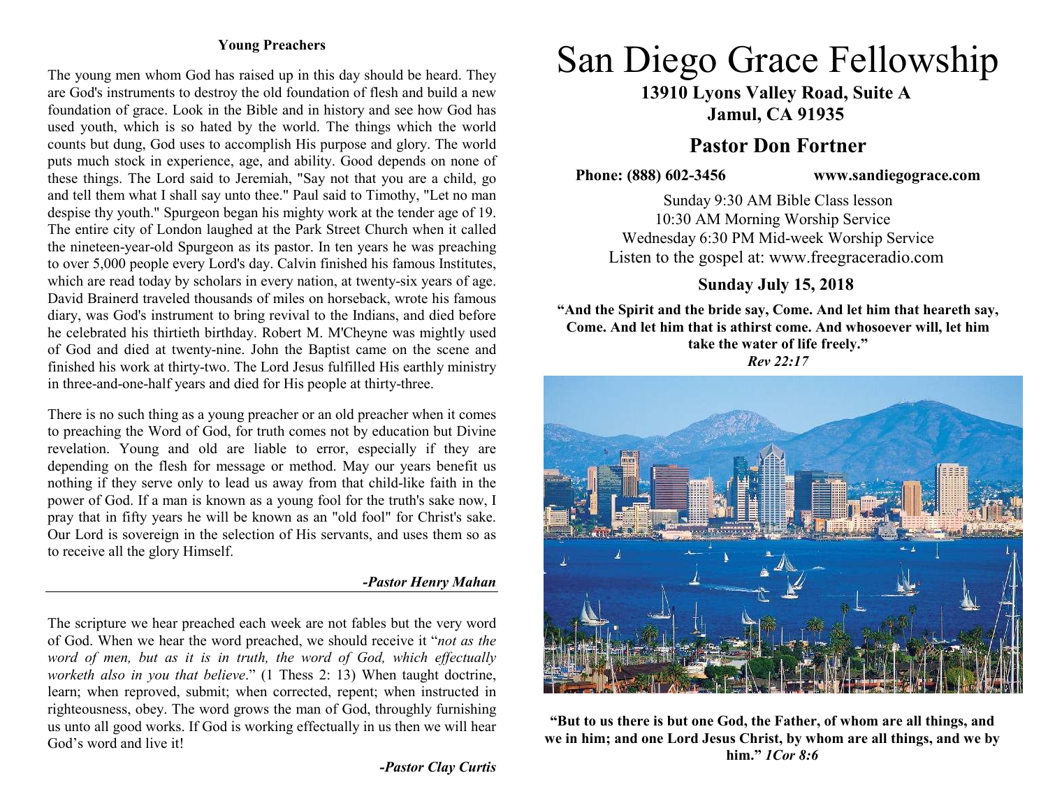**Young Preachers**

The young men whom God has raised up in this day should be heard. They are God's instruments to destroy the old foundation of flesh and build a new foundation of grace. Look in the Bible and in history and see how God has used youth, which is so hated by the world. The things which the world counts but dung, God uses to accomplish His purpose and glory. The world puts much stock in experience, age, and ability. Good depends on none of these things. The Lord said to Jeremiah, "Say not that you are a child, go and tell them what I shall say unto thee." Paul said to Timothy, "Let no man despise thy youth." Spurgeon began his mighty work at the tender age of 19. The entire city of London laughed at the Park Street Church when it called the nineteen-year-old Spurgeon as its pastor. In ten years he was preaching to over 5,000 people every Lord's day. Calvin finished his famous Institutes, which are read today by scholars in every nation, at twenty-six years of age. David Brainerd traveled thousands of miles on horseback, wrote his famous diary, was God's instrument to bring revival to the Indians, and died before he celebrated his thirtieth birthday. Robert M. M'Cheyne was mightly used of God and died at twenty-nine. John the Baptist came on the scene and finished his work at thirty-two. The Lord Jesus fulfilled His earthly ministry in three-and-one-half years and died for His people at thirty-three.

There is no such thing as a young preacher or an old preacher when it comes to preaching the Word of God, for truth comes not by education but Divine revelation. Young and old are liable to error, especially if they are depending on the flesh for message or method. May our years benefit us nothing if they serve only to lead us away from that child-like faith in the power of God. If a man is known as a young fool for the truth's sake now, I pray that in fifty years he will be known as an "old fool" for Christ's sake. Our Lord is sovereign in the selection of His servants, and uses them so as to receive all the glory Himself.

***-Pastor Henry Mahan***

---

The scripture we hear preached each week are not fables but the very word of God. When we hear the word preached, we should receive it "*not as the word of men, but as it is in truth, the word of God, which effectually worketh also in you that believe*." (1 Thess 2: 13) When taught doctrine, learn; when reproved, submit; when corrected, repent; when instructed in righteousness, obey. The word grows the man of God, throughly furnishing us unto all good works. If God is working effectually in us then we will hear God's word and live it!

***-Pastor Clay Curtis***

# San Diego Grace Fellowship

**13910 Lyons Valley Road, Suite A**
**Jamul, CA 91935**

## Pastor Don Fortner

**Phone: (888) 602-3456** **www.sandiegograce.com**

Sunday 9:30 AM Bible Class lesson
10:30 AM Morning Worship Service
Wednesday 6:30 PM Mid-week Worship Service
Listen to the gospel at: www.freegraceradio.com

### Sunday July 15, 2018

**"And the Spirit and the bride say, Come. And let him that heareth say, Come. And let him that is athirst come. And whosoever will, let him take the water of life freely."**
***Rev 22:17***

**"But to us there is but one God, the Father, of whom are all things, and we in him; and one Lord Jesus Christ, by whom are all things, and we by him."** ***1Cor 8:6***